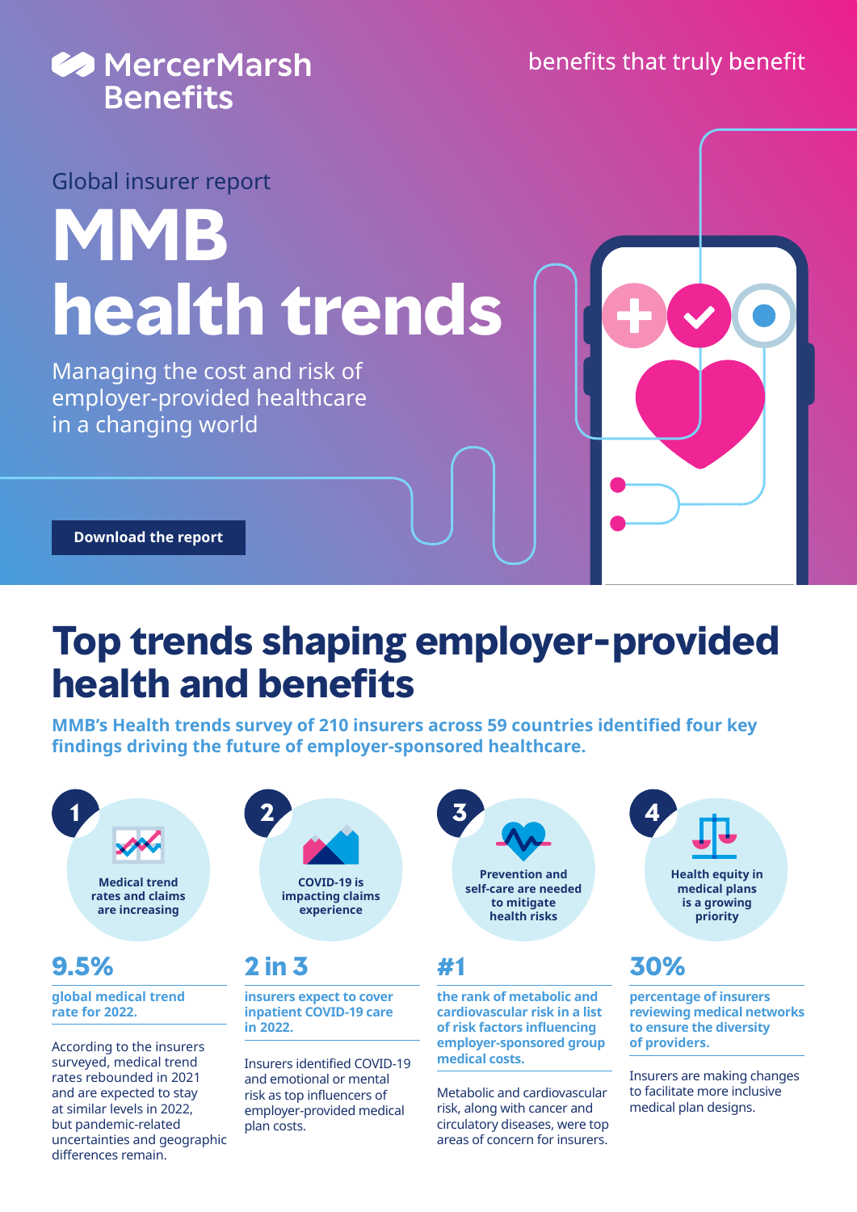MercerMarsh Benefits

benefits that truly benefit

Global insurer report

# MMB health trends

Managing the cost and risk of employer-provided healthcare in a changing world

Download the report

## Top trends shaping employer-provided health and benefits

**MMB's Health trends survey of 210 insurers across 59 countries identified four key findings driving the future of employer-sponsored healthcare.**

### 1 Medical trend rates and claims are increasing

**9.5%**

**global medical trend rate for 2022.**

According to the insurers surveyed, medical trend rates rebounded in 2021 and are expected to stay at similar levels in 2022, but pandemic-related uncertainties and geographic differences remain.

### 2 COVID-19 is impacting claims experience

**2 in 3**

**insurers expect to cover inpatient COVID-19 care in 2022.**

Insurers identified COVID-19 and emotional or mental risk as top influencers of employer-provided medical plan costs.

### 3 Prevention and self-care are needed to mitigate health risks

**#1**

**the rank of metabolic and cardiovascular risk in a list of risk factors influencing employer-sponsored group medical costs.**

Metabolic and cardiovascular risk, along with cancer and circulatory diseases, were top areas of concern for insurers.

### 4 Health equity in medical plans is a growing priority

**30%**

**percentage of insurers reviewing medical networks to ensure the diversity of providers.**

Insurers are making changes to facilitate more inclusive medical plan designs.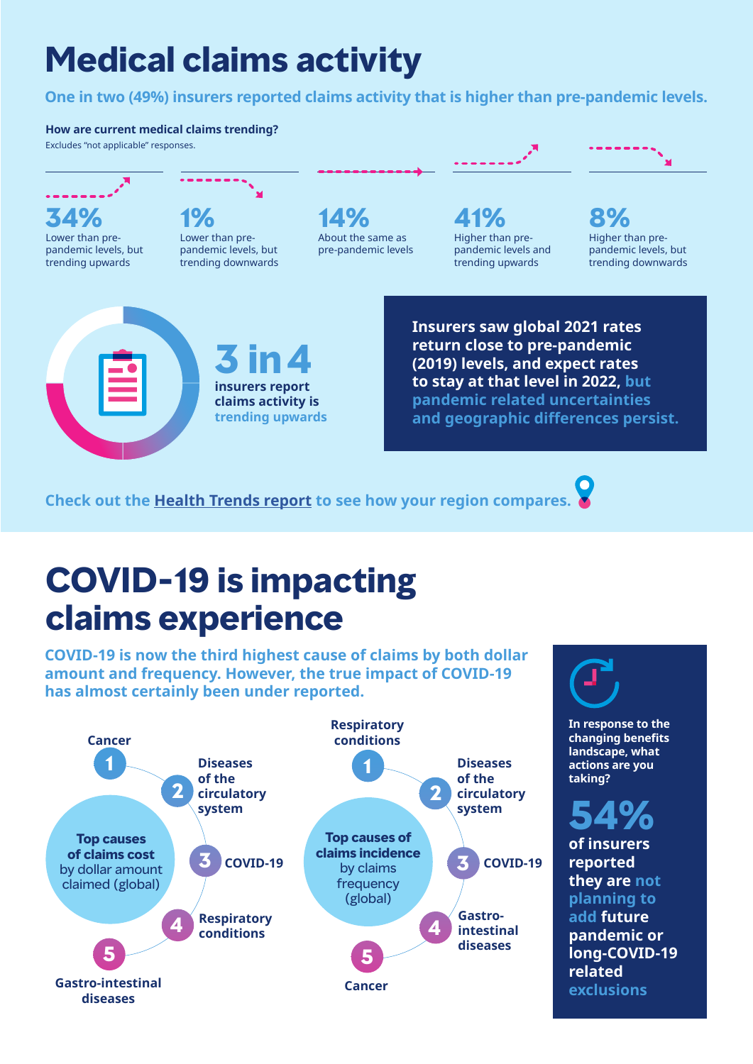# Medical claims activity

**One in two (49%) insurers reported claims activity that is higher than pre-pandemic levels.**

**How are current medical claims trending?**
Excludes "not applicable" responses.

- **34%** Lower than pre-pandemic levels, but trending upwards
- **1%** Lower than pre-pandemic levels, but trending downwards
- **14%** About the same as pre-pandemic levels
- **41%** Higher than pre-pandemic levels and trending upwards
- **8%** Higher than pre-pandemic levels, but trending downwards

**3 in 4** insurers report claims activity is trending upwards

**Insurers saw global 2021 rates return close to pre-pandemic (2019) levels, and expect rates to stay at that level in 2022, but pandemic related uncertainties and geographic differences persist.**

Check out the Health Trends report to see how your region compares.

# COVID-19 is impacting claims experience

**COVID-19 is now the third highest cause of claims by both dollar amount and frequency. However, the true impact of COVID-19 has almost certainly been under reported.**

**Top causes of claims cost** by dollar amount claimed (global)

1. Cancer
2. Diseases of the circulatory system
3. COVID-19
4. Respiratory conditions
5. Gastro-intestinal diseases

**Top causes of claims incidence** by claims frequency (global)

1. Respiratory conditions
2. Diseases of the circulatory system
3. COVID-19
4. Gastro-intestinal diseases
5. Cancer

In response to the changing benefits landscape, what actions are you taking?

**54%** of insurers reported they are not planning to add future pandemic or long-COVID-19 related exclusions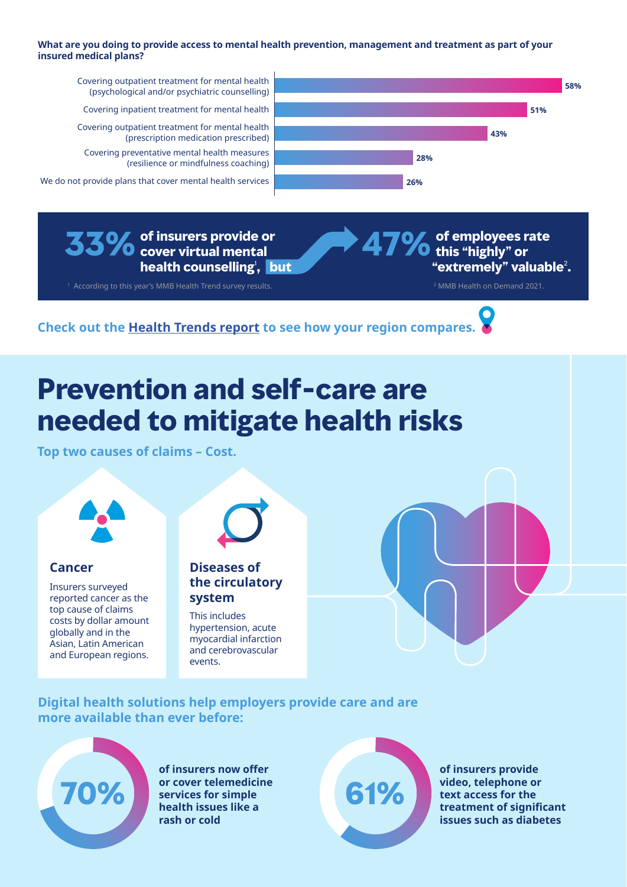**What are you doing to provide access to mental health prevention, management and treatment as part of your insured medical plans?**

| Response | % |
|---|---|
| Covering outpatient treatment for mental health (psychological and/or psychiatric counselling) | 58% |
| Covering inpatient treatment for mental health | 51% |
| Covering outpatient treatment for mental health (prescription medication prescribed) | 43% |
| Covering preventative mental health measures (resilience or mindfulness coaching) | 28% |
| We do not provide plans that cover mental health services | 26% |

**33%** of insurers provide or cover virtual mental health counselling[1], **but** **47%** of employees rate this "highly" or "extremely" valuable[2].

[1] According to this year's MMB Health Trend survey results.

[2] MMB Health on Demand 2021.

**Check out the Health Trends report to see how your region compares.**

# Prevention and self-care are needed to mitigate health risks

**Top two causes of claims – Cost.**

### Cancer

Insurers surveyed reported cancer as the top cause of claims costs by dollar amount globally and in the Asian, Latin American and European regions.

### Diseases of the circulatory system

This includes hypertension, acute myocardial infarction and cerebrovascular events.

**Digital health solutions help employers provide care and are more available than ever before:**

**70%** of insurers now offer or cover telemedicine services for simple health issues like a rash or cold

**61%** of insurers provide video, telephone or text access for the treatment of significant issues such as diabetes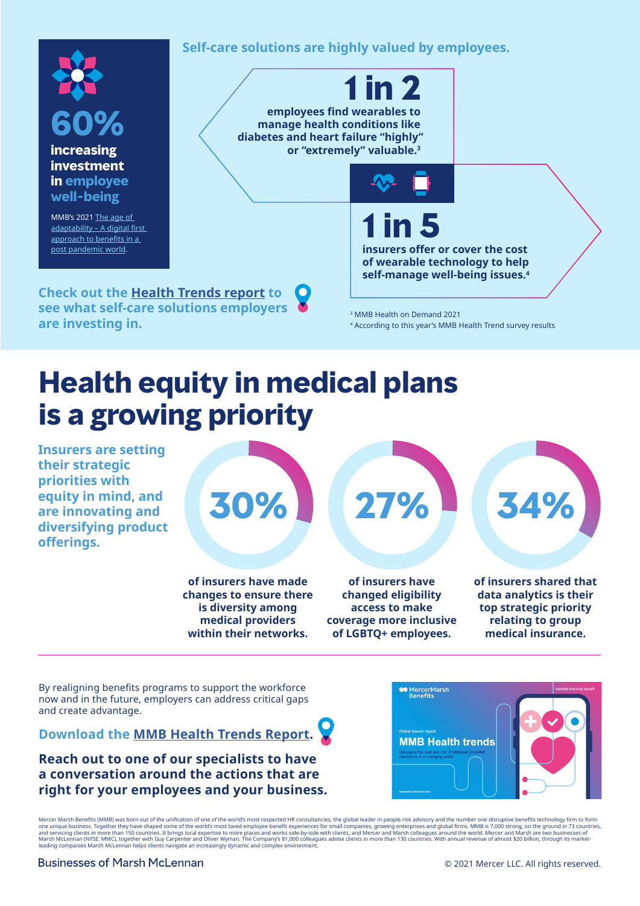60%

**increasing investment in employee well-being**

MMB's 2021 The age of adaptability – A digital first approach to benefits in a post pandemic world.

**Self-care solutions are highly valued by employees.**

**1 in 2**

**employees find wearables to manage health conditions like diabetes and heart failure "highly" or "extremely" valuable.[3]**

**1 in 5**

**insurers offer or cover the cost of wearable technology to help self-manage well-being issues.[4]**

**Check out the Health Trends report to see what self-care solutions employers are investing in.**

[3] MMB Health on Demand 2021

[4] According to this year's MMB Health Trend survey results

# Health equity in medical plans is a growing priority

**Insurers are setting their strategic priorities with equity in mind, and are innovating and diversifying product offerings.**

30%

**of insurers have made changes to ensure there is diversity among medical providers within their networks.**

27%

**of insurers have changed eligibility access to make coverage more inclusive of LGBTQ+ employees.**

34%

**of insurers shared that data analytics is their top strategic priority relating to group medical insurance.**

By realigning benefits programs to support the workforce now and in the future, employers can address critical gaps and create advantage.

**Download the MMB Health Trends Report.**

**Reach out to one of our specialists to have a conversation around the actions that are right for your employees and your business.**

Mercer Marsh Benefits (MMB) was born out of the unification of one of the world's most respected HR consultancies, the global leader in people risk advisory and the number one disruptive benefits technology firm to form one unique business. Together they have shaped some of the world's most loved employee benefit experiences for small companies, growing enterprises and global firms. MMB is 7,000 strong, on the ground in 73 countries, and servicing clients in more than 150 countries. It brings local expertise to more places and works side-by-side with clients, and Mercer and Marsh colleagues around the world. Mercer and Marsh are two businesses of Marsh McLennan (NYSE: MMC), together with Guy Carpenter and Oliver Wyman. The Company's 81,000 colleagues advise clients in more than 130 countries. With annual revenue of almost $20 billion, through its market-leading companies Marsh McLennan helps clients navigate an increasingly dynamic and complex environment.

Businesses of Marsh McLennan

© 2021 Mercer LLC. All rights reserved.